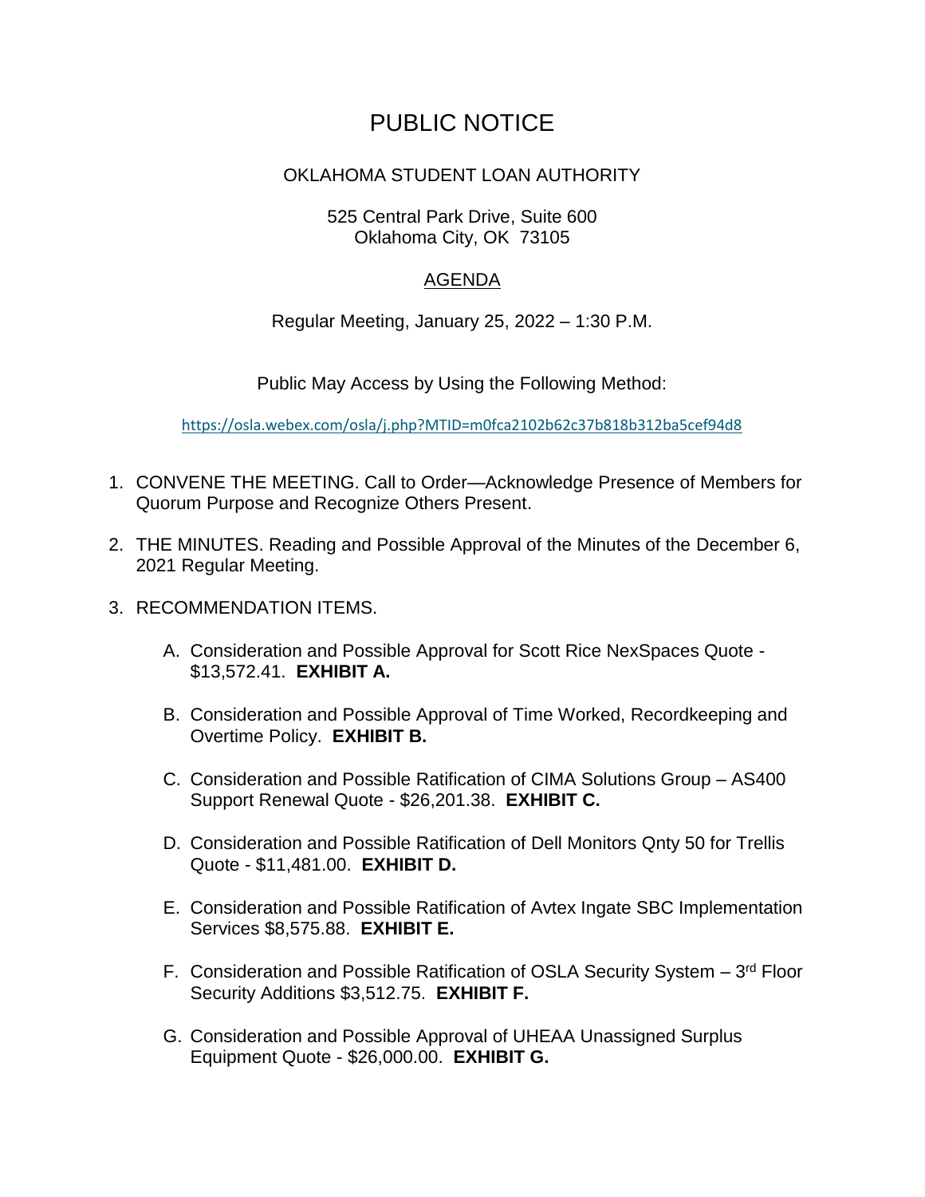# PUBLIC NOTICE

## OKLAHOMA STUDENT LOAN AUTHORITY

525 Central Park Drive, Suite 600
Oklahoma City, OK 73105

## AGENDA

Regular Meeting, January 25, 2022 – 1:30 P.M.

Public May Access by Using the Following Method:

https://osla.webex.com/osla/j.php?MTID=m0fca2102b62c37b818b312ba5cef94d8

1. CONVENE THE MEETING. Call to Order—Acknowledge Presence of Members for Quorum Purpose and Recognize Others Present.

2. THE MINUTES. Reading and Possible Approval of the Minutes of the December 6, 2021 Regular Meeting.

3. RECOMMENDATION ITEMS.

   A. Consideration and Possible Approval for Scott Rice NexSpaces Quote - $13,572.41. **EXHIBIT A.**

   B. Consideration and Possible Approval of Time Worked, Recordkeeping and Overtime Policy. **EXHIBIT B.**

   C. Consideration and Possible Ratification of CIMA Solutions Group – AS400 Support Renewal Quote - $26,201.38. **EXHIBIT C.**

   D. Consideration and Possible Ratification of Dell Monitors Qnty 50 for Trellis Quote - $11,481.00. **EXHIBIT D.**

   E. Consideration and Possible Ratification of Avtex Ingate SBC Implementation Services $8,575.88. **EXHIBIT E.**

   F. Consideration and Possible Ratification of OSLA Security System – 3rd Floor Security Additions $3,512.75. **EXHIBIT F.**

   G. Consideration and Possible Approval of UHEAA Unassigned Surplus Equipment Quote - $26,000.00. **EXHIBIT G.**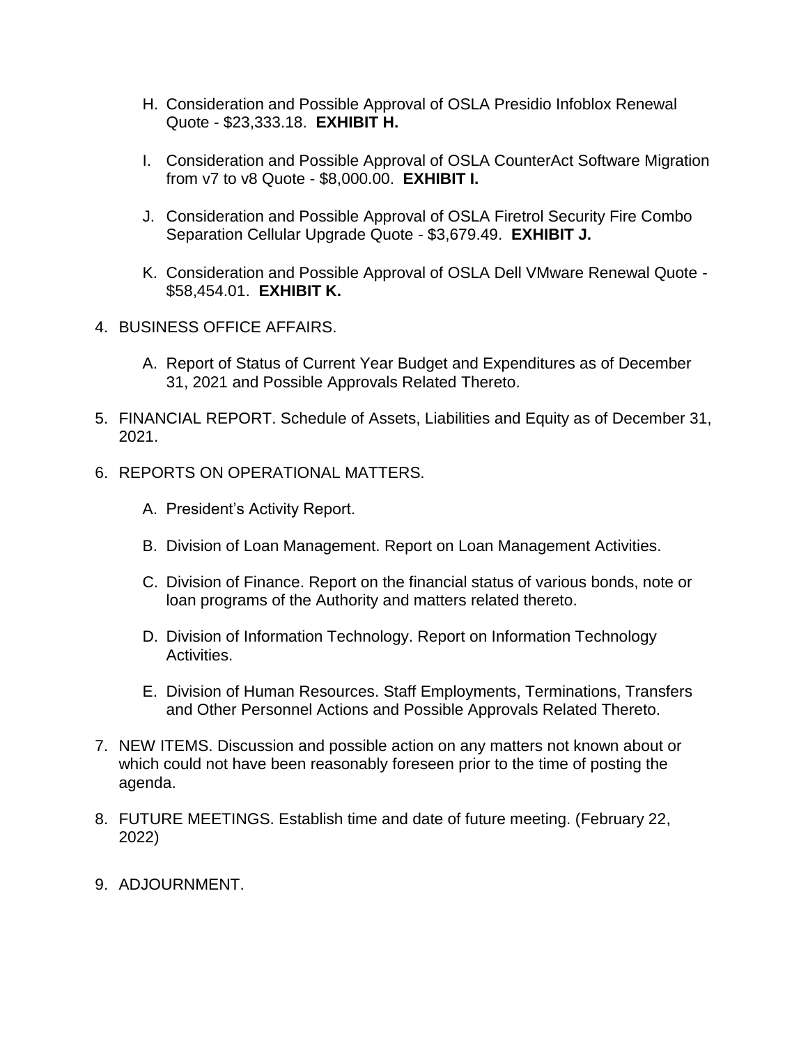H. Consideration and Possible Approval of OSLA Presidio Infoblox Renewal Quote - $23,333.18. **EXHIBIT H.**

I. Consideration and Possible Approval of OSLA CounterAct Software Migration from v7 to v8 Quote - $8,000.00. **EXHIBIT I.**

J. Consideration and Possible Approval of OSLA Firetrol Security Fire Combo Separation Cellular Upgrade Quote - $3,679.49. **EXHIBIT J.**

K. Consideration and Possible Approval of OSLA Dell VMware Renewal Quote - $58,454.01. **EXHIBIT K.**

4. BUSINESS OFFICE AFFAIRS.

   A. Report of Status of Current Year Budget and Expenditures as of December 31, 2021 and Possible Approvals Related Thereto.

5. FINANCIAL REPORT. Schedule of Assets, Liabilities and Equity as of December 31, 2021.

6. REPORTS ON OPERATIONAL MATTERS.

   A. President's Activity Report.

   B. Division of Loan Management. Report on Loan Management Activities.

   C. Division of Finance. Report on the financial status of various bonds, note or loan programs of the Authority and matters related thereto.

   D. Division of Information Technology. Report on Information Technology Activities.

   E. Division of Human Resources. Staff Employments, Terminations, Transfers and Other Personnel Actions and Possible Approvals Related Thereto.

7. NEW ITEMS. Discussion and possible action on any matters not known about or which could not have been reasonably foreseen prior to the time of posting the agenda.

8. FUTURE MEETINGS. Establish time and date of future meeting. (February 22, 2022)

9. ADJOURNMENT.